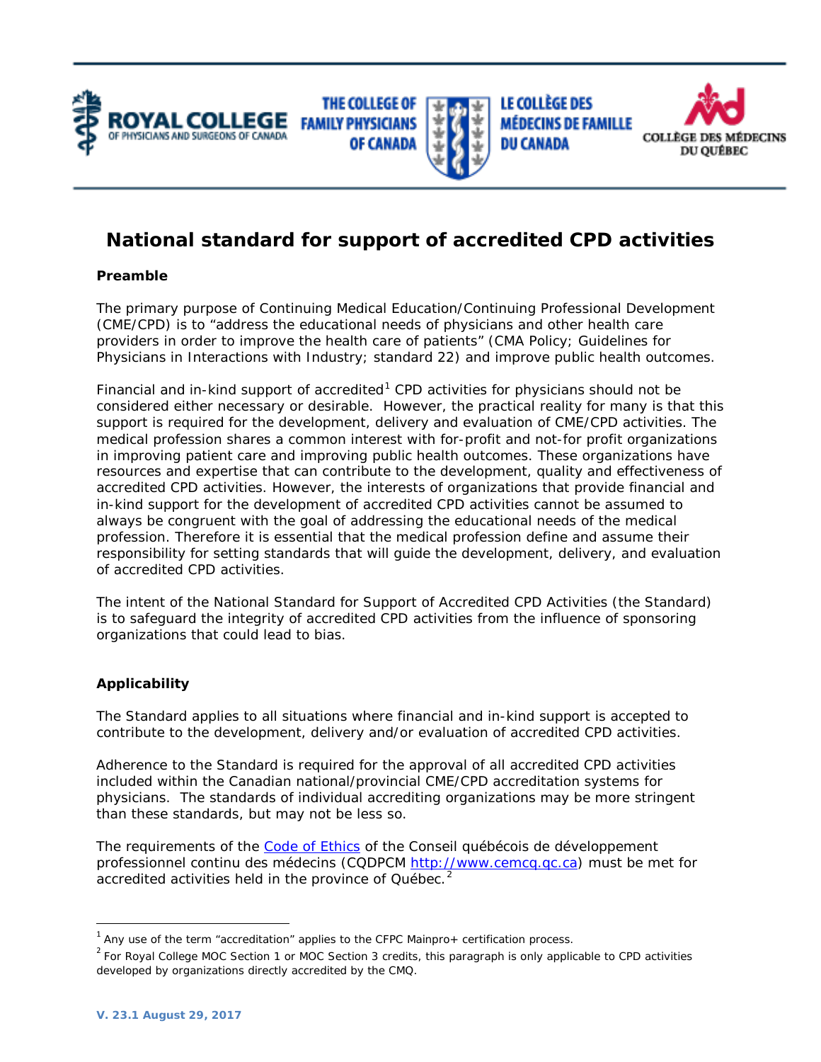# National standard for support of accredited CPD activities

## Preamble

The primary purpose of Continuing Medical Education/Continuing Professional Development (CME/CPD) is to "address the educational needs of physicians and other health care providers in order to improve the health care of patients" (CMA Policy; Guidelines for Physicians in Interactions with Industry; standard 22) and improve public health outcomes.

Financial and in-kind support of accredited[1] CPD activities for physicians should not be considered either necessary or desirable. However, the practical reality for many is that this support is required for the development, delivery and evaluation of CME/CPD activities. The medical profession shares a common interest with for-profit and not-for profit organizations in improving patient care and improving public health outcomes. These organizations have resources and expertise that can contribute to the development, quality and effectiveness of accredited CPD activities. However, the interests of organizations that provide financial and in-kind support for the development of accredited CPD activities cannot be assumed to always be congruent with the goal of addressing the educational needs of the medical profession. Therefore it is essential that the medical profession define and assume their responsibility for setting standards that will guide the development, delivery, and evaluation of accredited CPD activities.

The intent of the National Standard for Support of Accredited CPD Activities (the Standard) is to safeguard the integrity of accredited CPD activities from the influence of sponsoring organizations that could lead to bias.

## Applicability

The Standard applies to all situations where financial and in-kind support is accepted to contribute to the development, delivery and/or evaluation of accredited CPD activities.

Adherence to the Standard is required for the approval of all accredited CPD activities included within the Canadian national/provincial CME/CPD accreditation systems for physicians. The standards of individual accrediting organizations may be more stringent than these standards, but may not be less so.

The requirements of the Code of Ethics of the Conseil québécois de développement professionnel continu des médecins (CQDPCM http://www.cemcq.qc.ca) must be met for accredited activities held in the province of Québec.[2]

---

[1] Any use of the term "accreditation" applies to the CFPC Mainpro+ certification process.

[2] For Royal College MOC Section 1 or MOC Section 3 credits, this paragraph is only applicable to CPD activities developed by organizations directly accredited by the CMQ.

V. 23.1 August 29, 2017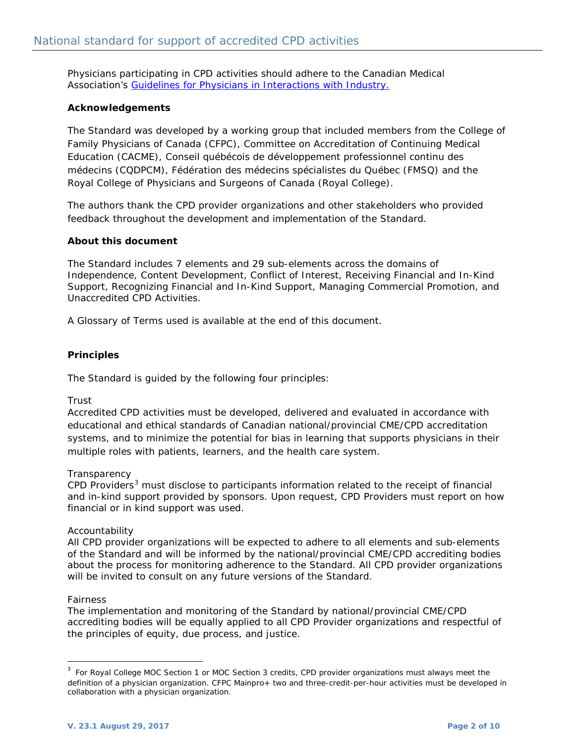Physicians participating in CPD activities should adhere to the Canadian Medical Association's [Guidelines for Physicians in Interactions with Industry.](#)

**Acknowledgements**

The Standard was developed by a working group that included members from the College of Family Physicians of Canada (CFPC), Committee on Accreditation of Continuing Medical Education (CACME), Conseil québécois de développement professionnel continu des médecins (CQDPCM), Fédération des médecins spécialistes du Québec (FMSQ) and the Royal College of Physicians and Surgeons of Canada (Royal College).

The authors thank the CPD provider organizations and other stakeholders who provided feedback throughout the development and implementation of the Standard.

**About this document**

The Standard includes 7 elements and 29 sub-elements across the domains of Independence, Content Development, Conflict of Interest, Receiving Financial and In-Kind Support, Recognizing Financial and In-Kind Support, Managing Commercial Promotion, and Unaccredited CPD Activities.

A Glossary of Terms used is available at the end of this document.

**Principles**

The Standard is guided by the following four principles:

Trust
Accredited CPD activities must be developed, delivered and evaluated in accordance with educational and ethical standards of Canadian national/provincial CME/CPD accreditation systems, and to minimize the potential for bias in learning that supports physicians in their multiple roles with patients, learners, and the health care system.

Transparency
CPD Providers[3] must disclose to participants information related to the receipt of financial and in-kind support provided by sponsors. Upon request, CPD Providers must report on how financial or in kind support was used.

Accountability
All CPD provider organizations will be expected to adhere to all elements and sub-elements of the Standard and will be informed by the national/provincial CME/CPD accrediting bodies about the process for monitoring adherence to the Standard. All CPD provider organizations will be invited to consult on any future versions of the Standard.

Fairness
The implementation and monitoring of the Standard by national/provincial CME/CPD accrediting bodies will be equally applied to all CPD Provider organizations and respectful of the principles of equity, due process, and justice.

---

[3] For Royal College MOC Section 1 or MOC Section 3 credits, CPD provider organizations must always meet the definition of a physician organization. CFPC Mainpro+ two and three-credit-per-hour activities must be developed in collaboration with a physician organization.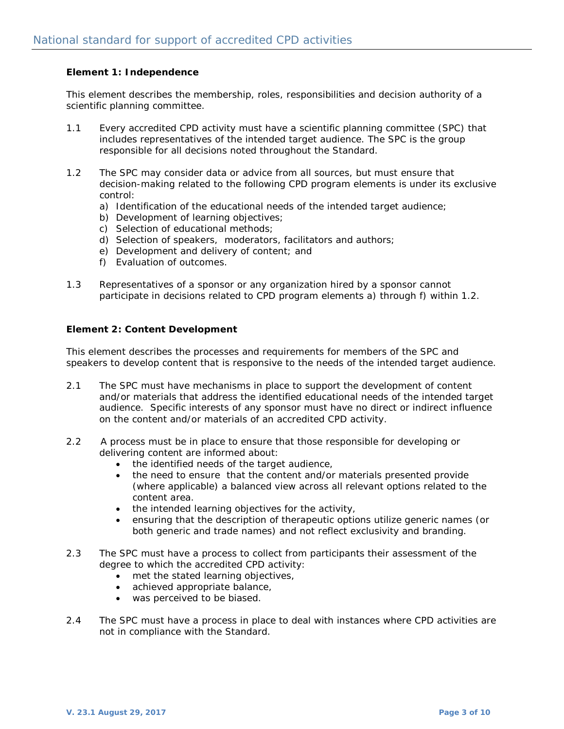**Element 1: Independence**

This element describes the membership, roles, responsibilities and decision authority of a scientific planning committee.

1.1 Every accredited CPD activity must have a scientific planning committee (SPC) that includes representatives of the intended target audience. The SPC is the group responsible for all decisions noted throughout the Standard.

1.2 The SPC may consider data or advice from all sources, but must ensure that decision-making related to the following CPD program elements is under its exclusive control:

a) Identification of the educational needs of the intended target audience;
b) Development of learning objectives;
c) Selection of educational methods;
d) Selection of speakers, moderators, facilitators and authors;
e) Development and delivery of content; and
f) Evaluation of outcomes.

1.3 Representatives of a sponsor or any organization hired by a sponsor cannot participate in decisions related to CPD program elements a) through f) within 1.2.

**Element 2: Content Development**

This element describes the processes and requirements for members of the SPC and speakers to develop content that is responsive to the needs of the intended target audience.

2.1 The SPC must have mechanisms in place to support the development of content and/or materials that address the identified educational needs of the intended target audience. Specific interests of any sponsor must have no direct or indirect influence on the content and/or materials of an accredited CPD activity.

2.2 A process must be in place to ensure that those responsible for developing or delivering content are informed about:

- the identified needs of the target audience,
- the need to ensure that the content and/or materials presented provide (where applicable) a balanced view across all relevant options related to the content area.
- the intended learning objectives for the activity,
- ensuring that the description of therapeutic options utilize generic names (or both generic and trade names) and not reflect exclusivity and branding.

2.3 The SPC must have a process to collect from participants their assessment of the degree to which the accredited CPD activity:

- met the stated learning objectives,
- achieved appropriate balance,
- was perceived to be biased.

2.4 The SPC must have a process in place to deal with instances where CPD activities are not in compliance with the Standard.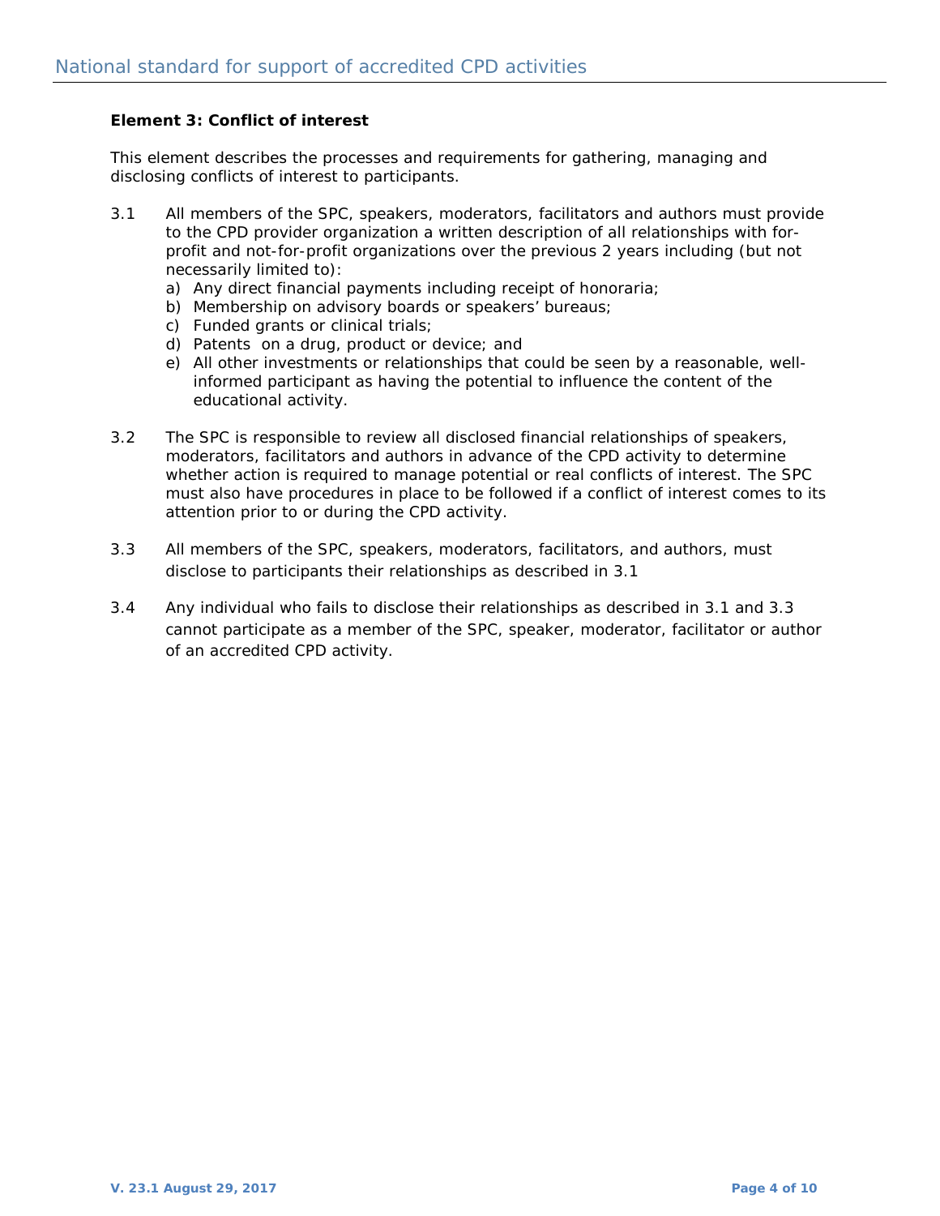**Element 3: Conflict of interest**

This element describes the processes and requirements for gathering, managing and disclosing conflicts of interest to participants.

3.1 All members of the SPC, speakers, moderators, facilitators and authors must provide to the CPD provider organization a written description of all relationships with for-profit and not-for-profit organizations over the previous 2 years including (but not necessarily limited to):

a) Any direct financial payments including receipt of honoraria;
b) Membership on advisory boards or speakers' bureaus;
c) Funded grants or clinical trials;
d) Patents on a drug, product or device; and
e) All other investments or relationships that could be seen by a reasonable, well-informed participant as having the potential to influence the content of the educational activity.

3.2 The SPC is responsible to review all disclosed financial relationships of speakers, moderators, facilitators and authors in advance of the CPD activity to determine whether action is required to manage potential or real conflicts of interest. The SPC must also have procedures in place to be followed if a conflict of interest comes to its attention prior to or during the CPD activity.

3.3 All members of the SPC, speakers, moderators, facilitators, and authors, must disclose to participants their relationships as described in 3.1

3.4 Any individual who fails to disclose their relationships as described in 3.1 and 3.3 cannot participate as a member of the SPC, speaker, moderator, facilitator or author of an accredited CPD activity.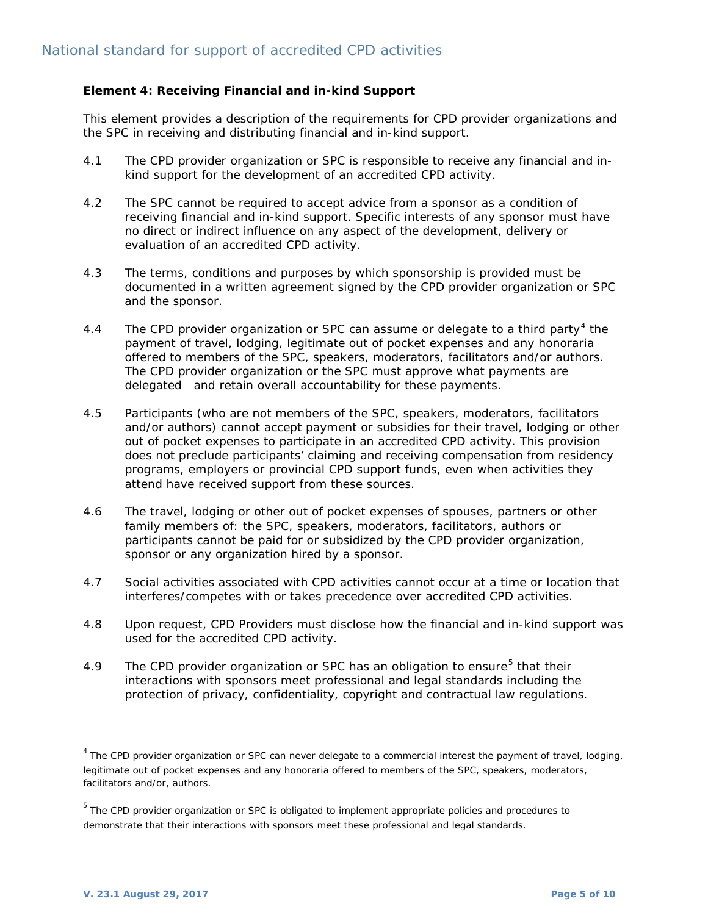**Element 4: Receiving Financial and in-kind Support**

This element provides a description of the requirements for CPD provider organizations and the SPC in receiving and distributing financial and in-kind support.

4.1 The CPD provider organization or SPC is responsible to receive any financial and in-kind support for the development of an accredited CPD activity.

4.2 The SPC cannot be required to accept advice from a sponsor as a condition of receiving financial and in-kind support. Specific interests of any sponsor must have no direct or indirect influence on any aspect of the development, delivery or evaluation of an accredited CPD activity.

4.3 The terms, conditions and purposes by which sponsorship is provided must be documented in a written agreement signed by the CPD provider organization or SPC and the sponsor.

4.4 The CPD provider organization or SPC can assume or delegate to a third party[4] the payment of travel, lodging, legitimate out of pocket expenses and any honoraria offered to members of the SPC, speakers, moderators, facilitators and/or authors. The CPD provider organization or the SPC must approve what payments are delegated and retain overall accountability for these payments.

4.5 Participants (who are not members of the SPC, speakers, moderators, facilitators and/or authors) cannot accept payment or subsidies for their travel, lodging or other out of pocket expenses to participate in an accredited CPD activity. This provision does not preclude participants' claiming and receiving compensation from residency programs, employers or provincial CPD support funds, even when activities they attend have received support from these sources.

4.6 The travel, lodging or other out of pocket expenses of spouses, partners or other family members of: the SPC, speakers, moderators, facilitators, authors or participants cannot be paid for or subsidized by the CPD provider organization, sponsor or any organization hired by a sponsor.

4.7 Social activities associated with CPD activities cannot occur at a time or location that interferes/competes with or takes precedence over accredited CPD activities.

4.8 Upon request, CPD Providers must disclose how the financial and in-kind support was used for the accredited CPD activity.

4.9 The CPD provider organization or SPC has an obligation to ensure[5] that their interactions with sponsors meet professional and legal standards including the protection of privacy, confidentiality, copyright and contractual law regulations.

---

[4] The CPD provider organization or SPC can never delegate to a commercial interest the payment of travel, lodging, legitimate out of pocket expenses and any honoraria offered to members of the SPC, speakers, moderators, facilitators and/or, authors.

[5] The CPD provider organization or SPC is obligated to implement appropriate policies and procedures to demonstrate that their interactions with sponsors meet these professional and legal standards.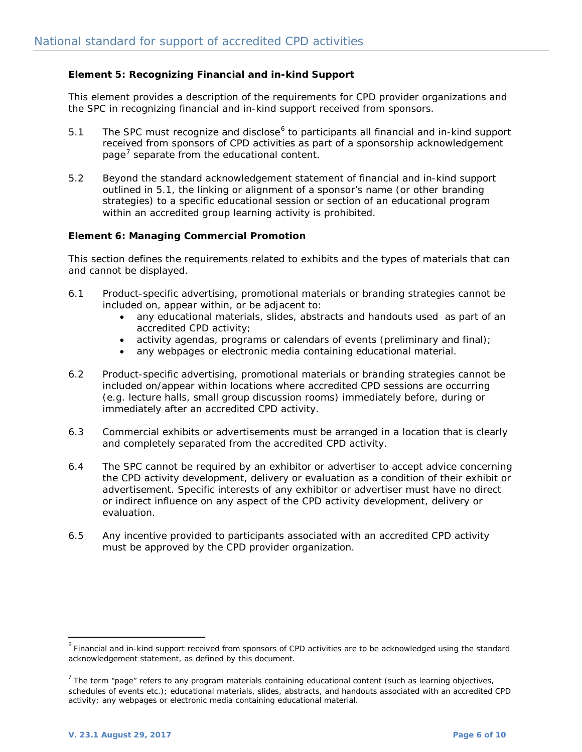### Element 5: Recognizing Financial and in-kind Support

This element provides a description of the requirements for CPD provider organizations and the SPC in recognizing financial and in-kind support received from sponsors.

5.1 The SPC must recognize and disclose[6] to participants all financial and in-kind support received from sponsors of CPD activities as part of a sponsorship acknowledgement page[7] separate from the educational content.

5.2 Beyond the standard acknowledgement statement of financial and in-kind support outlined in 5.1, the linking or alignment of a sponsor's name (or other branding strategies) to a specific educational session or section of an educational program within an accredited group learning activity is prohibited.

### Element 6: Managing Commercial Promotion

This section defines the requirements related to exhibits and the types of materials that can and cannot be displayed.

6.1 Product-specific advertising, promotional materials or branding strategies cannot be included on, appear within, or be adjacent to:
- any educational materials, slides, abstracts and handouts used as part of an accredited CPD activity;
- activity agendas, programs or calendars of events (preliminary and final);
- any webpages or electronic media containing educational material.

6.2 Product-specific advertising, promotional materials or branding strategies cannot be included on/appear within locations where accredited CPD sessions are occurring (e.g. lecture halls, small group discussion rooms) immediately before, during or immediately after an accredited CPD activity.

6.3 Commercial exhibits or advertisements must be arranged in a location that is clearly and completely separated from the accredited CPD activity.

6.4 The SPC cannot be required by an exhibitor or advertiser to accept advice concerning the CPD activity development, delivery or evaluation as a condition of their exhibit or advertisement. Specific interests of any exhibitor or advertiser must have no direct or indirect influence on any aspect of the CPD activity development, delivery or evaluation.

6.5 Any incentive provided to participants associated with an accredited CPD activity must be approved by the CPD provider organization.

---

[6] Financial and in-kind support received from sponsors of CPD activities are to be acknowledged using the standard acknowledgement statement, as defined by this document.

[7] The term "page" refers to any program materials containing educational content (such as learning objectives, schedules of events etc.); educational materials, slides, abstracts, and handouts associated with an accredited CPD activity; any webpages or electronic media containing educational material.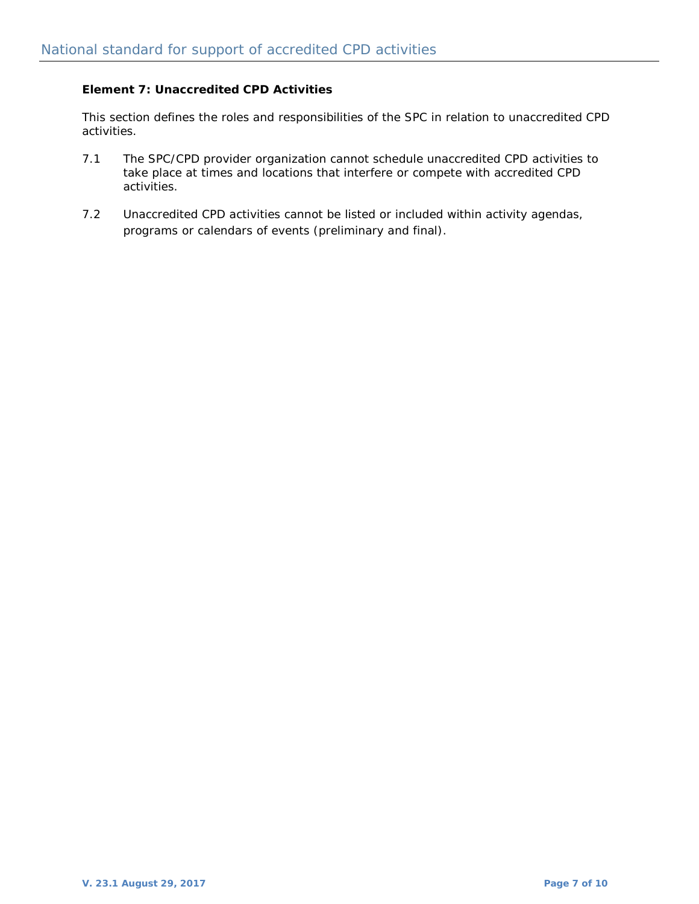### Element 7: Unaccredited CPD Activities

This section defines the roles and responsibilities of the SPC in relation to unaccredited CPD activities.

7.1 The SPC/CPD provider organization cannot schedule unaccredited CPD activities to take place at times and locations that interfere or compete with accredited CPD activities.

7.2 Unaccredited CPD activities cannot be listed or included within activity agendas, programs or calendars of events (preliminary and final).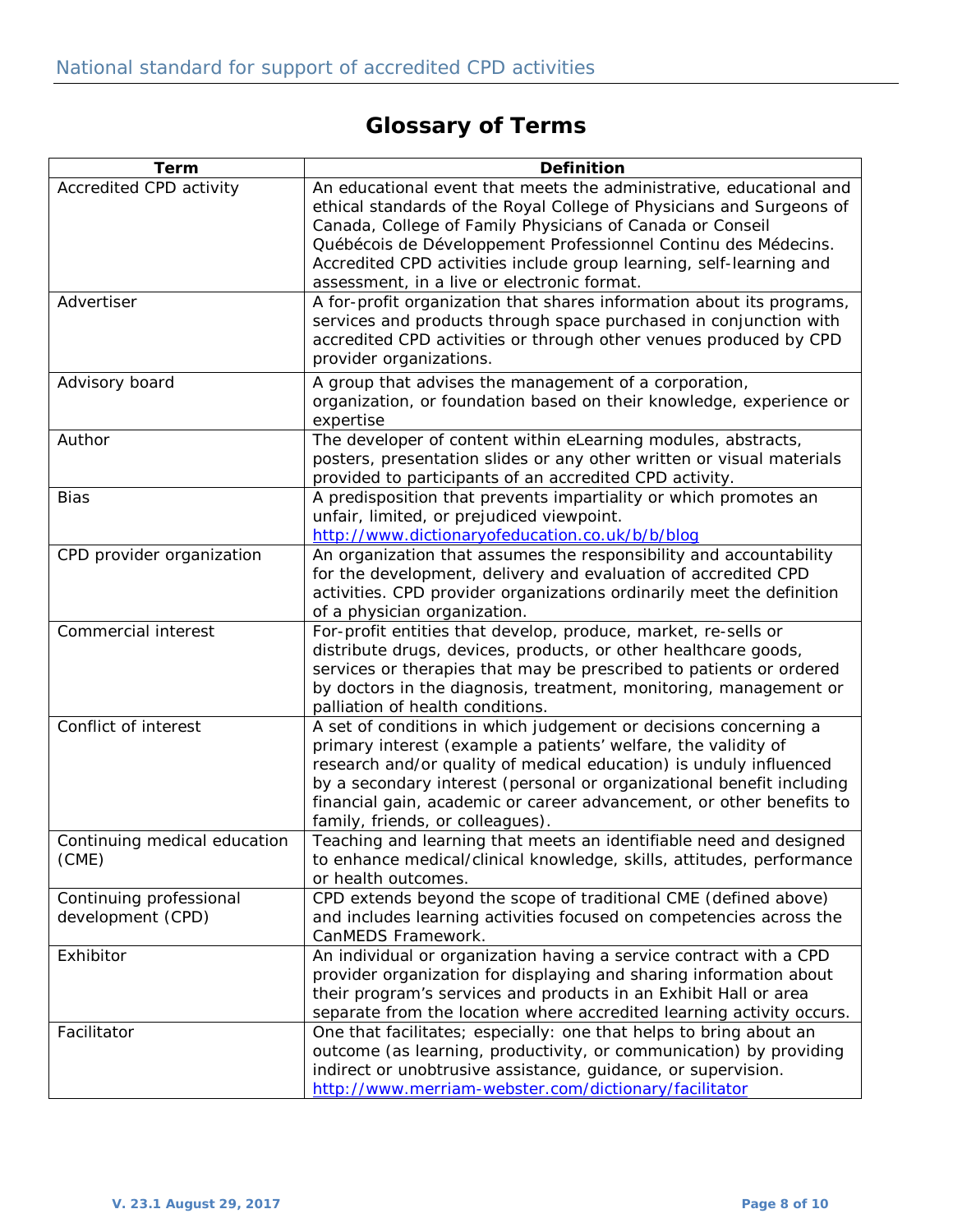# Glossary of Terms

| Term | Definition |
|---|---|
| Accredited CPD activity | An educational event that meets the administrative, educational and ethical standards of the Royal College of Physicians and Surgeons of Canada, College of Family Physicians of Canada or Conseil Québécois de Développement Professionnel Continu des Médecins. Accredited CPD activities include group learning, self-learning and assessment, in a live or electronic format. |
| Advertiser | A for-profit organization that shares information about its programs, services and products through space purchased in conjunction with accredited CPD activities or through other venues produced by CPD provider organizations. |
| Advisory board | A group that advises the management of a corporation, organization, or foundation based on their knowledge, experience or expertise |
| Author | The developer of content within eLearning modules, abstracts, posters, presentation slides or any other written or visual materials provided to participants of an accredited CPD activity. |
| Bias | A predisposition that prevents impartiality or which promotes an unfair, limited, or prejudiced viewpoint. http://www.dictionaryofeducation.co.uk/b/b/blog |
| CPD provider organization | An organization that assumes the responsibility and accountability for the development, delivery and evaluation of accredited CPD activities. CPD provider organizations ordinarily meet the definition of a physician organization. |
| Commercial interest | For-profit entities that develop, produce, market, re-sells or distribute drugs, devices, products, or other healthcare goods, services or therapies that may be prescribed to patients or ordered by doctors in the diagnosis, treatment, monitoring, management or palliation of health conditions. |
| Conflict of interest | A set of conditions in which judgement or decisions concerning a primary interest (example a patients' welfare, the validity of research and/or quality of medical education) is unduly influenced by a secondary interest (personal or organizational benefit including financial gain, academic or career advancement, or other benefits to family, friends, or colleagues). |
| Continuing medical education (CME) | Teaching and learning that meets an identifiable need and designed to enhance medical/clinical knowledge, skills, attitudes, performance or health outcomes. |
| Continuing professional development (CPD) | CPD extends beyond the scope of traditional CME (defined above) and includes learning activities focused on competencies across the CanMEDS Framework. |
| Exhibitor | An individual or organization having a service contract with a CPD provider organization for displaying and sharing information about their program's services and products in an Exhibit Hall or area separate from the location where accredited learning activity occurs. |
| Facilitator | One that facilitates; especially: one that helps to bring about an outcome (as learning, productivity, or communication) by providing indirect or unobtrusive assistance, guidance, or supervision. http://www.merriam-webster.com/dictionary/facilitator |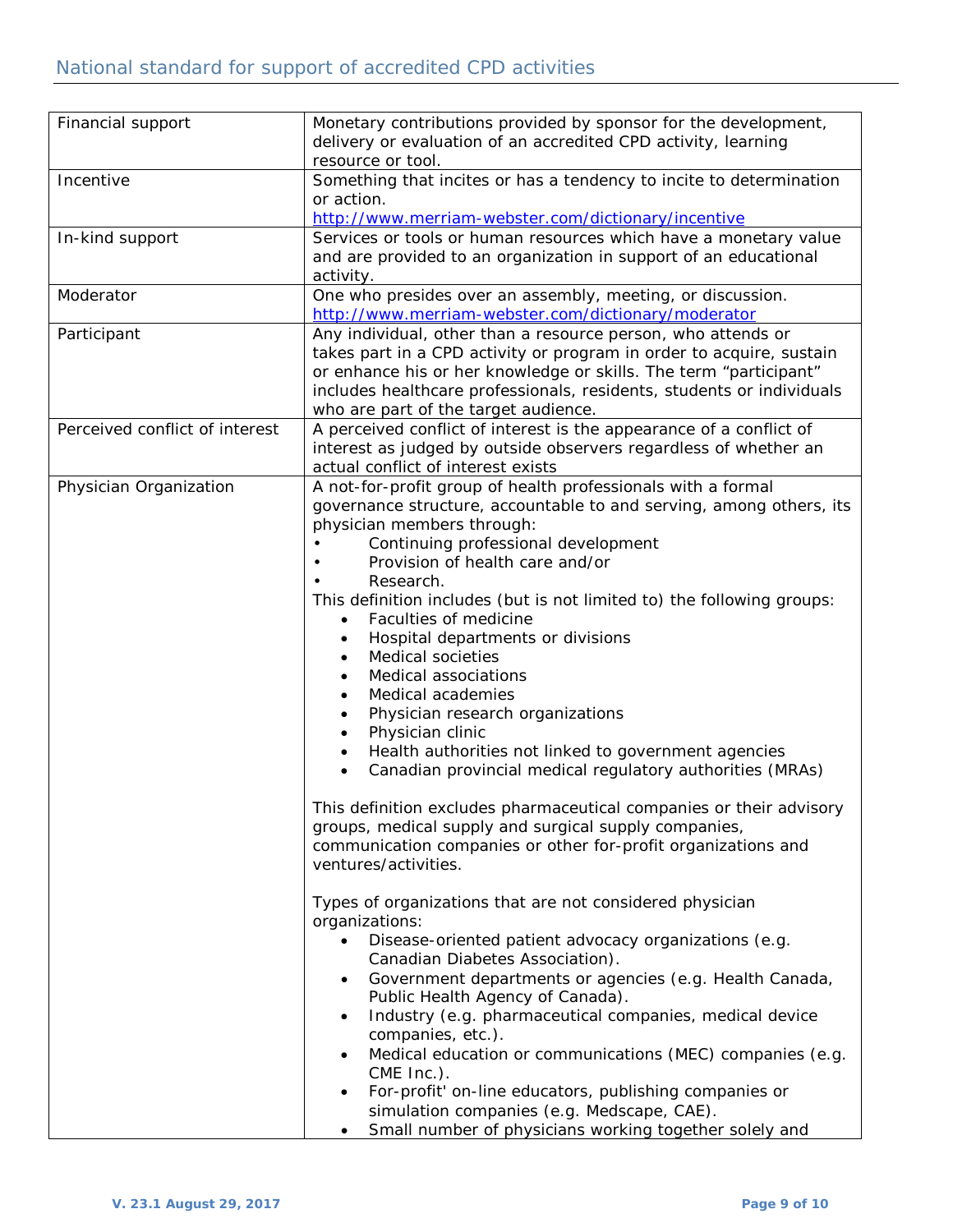| Financial support | Monetary contributions provided by sponsor for the development, delivery or evaluation of an accredited CPD activity, learning resource or tool. |
|---|---|
| Incentive | Something that incites or has a tendency to incite to determination or action. http://www.merriam-webster.com/dictionary/incentive |
| In-kind support | Services or tools or human resources which have a monetary value and are provided to an organization in support of an educational activity. |
| Moderator | One who presides over an assembly, meeting, or discussion. http://www.merriam-webster.com/dictionary/moderator |
| Participant | Any individual, other than a resource person, who attends or takes part in a CPD activity or program in order to acquire, sustain or enhance his or her knowledge or skills. The term "participant" includes healthcare professionals, residents, students or individuals who are part of the target audience. |
| Perceived conflict of interest | A perceived conflict of interest is the appearance of a conflict of interest as judged by outside observers regardless of whether an actual conflict of interest exists |
| Physician Organization | A not-for-profit group of health professionals with a formal governance structure, accountable to and serving, among others, its physician members through: <br>• Continuing professional development <br>• Provision of health care and/or <br>• Research. <br>This definition includes (but is not limited to) the following groups: <br>• Faculties of medicine <br>• Hospital departments or divisions <br>• Medical societies <br>• Medical associations <br>• Medical academies <br>• Physician research organizations <br>• Physician clinic <br>• Health authorities not linked to government agencies <br>• Canadian provincial medical regulatory authorities (MRAs) <br><br>This definition excludes pharmaceutical companies or their advisory groups, medical supply and surgical supply companies, communication companies or other for-profit organizations and ventures/activities. <br><br>Types of organizations that are not considered physician organizations: <br>• Disease-oriented patient advocacy organizations (e.g. Canadian Diabetes Association). <br>• Government departments or agencies (e.g. Health Canada, Public Health Agency of Canada). <br>• Industry (e.g. pharmaceutical companies, medical device companies, etc.). <br>• Medical education or communications (MEC) companies (e.g. CME Inc.). <br>• For-profit' on-line educators, publishing companies or simulation companies (e.g. Medscape, CAE). <br>• Small number of physicians working together solely and |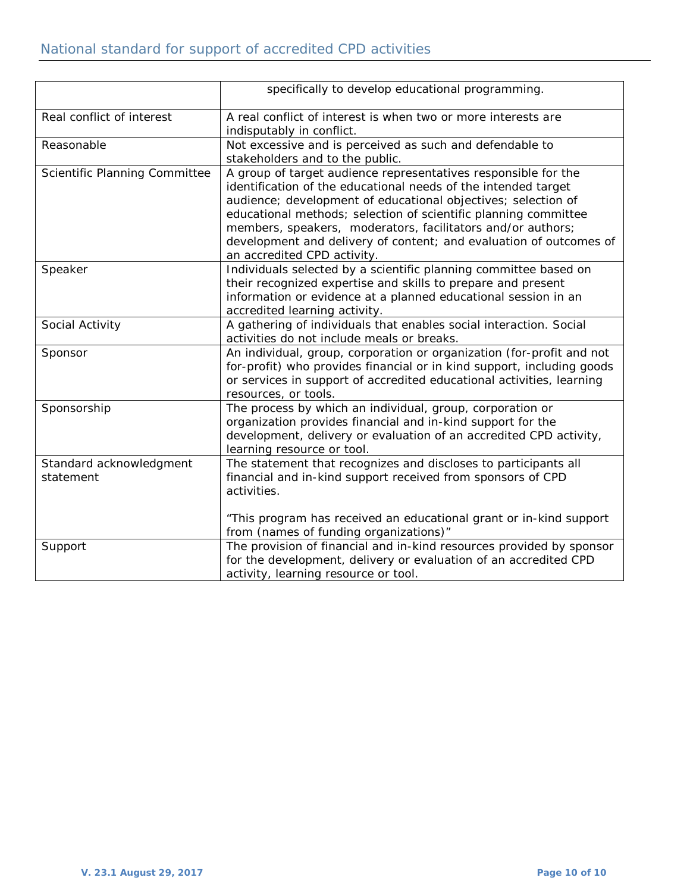| | |
|---|---|
| | specifically to develop educational programming. |
| Real conflict of interest | A real conflict of interest is when two or more interests are indisputably in conflict. |
| Reasonable | Not excessive and is perceived as such and defendable to stakeholders and to the public. |
| Scientific Planning Committee | A group of target audience representatives responsible for the identification of the educational needs of the intended target audience; development of educational objectives; selection of educational methods; selection of scientific planning committee members, speakers, moderators, facilitators and/or authors; development and delivery of content; and evaluation of outcomes of an accredited CPD activity. |
| Speaker | Individuals selected by a scientific planning committee based on their recognized expertise and skills to prepare and present information or evidence at a planned educational session in an accredited learning activity. |
| Social Activity | A gathering of individuals that enables social interaction. Social activities do not include meals or breaks. |
| Sponsor | An individual, group, corporation or organization (for-profit and not for-profit) who provides financial or in kind support, including goods or services in support of accredited educational activities, learning resources, or tools. |
| Sponsorship | The process by which an individual, group, corporation or organization provides financial and in-kind support for the development, delivery or evaluation of an accredited CPD activity, learning resource or tool. |
| Standard acknowledgment statement | The statement that recognizes and discloses to participants all financial and in-kind support received from sponsors of CPD activities.<br><br>"This program has received an educational grant or in-kind support from (names of funding organizations)" |
| Support | The provision of financial and in-kind resources provided by sponsor for the development, delivery or evaluation of an accredited CPD activity, learning resource or tool. |